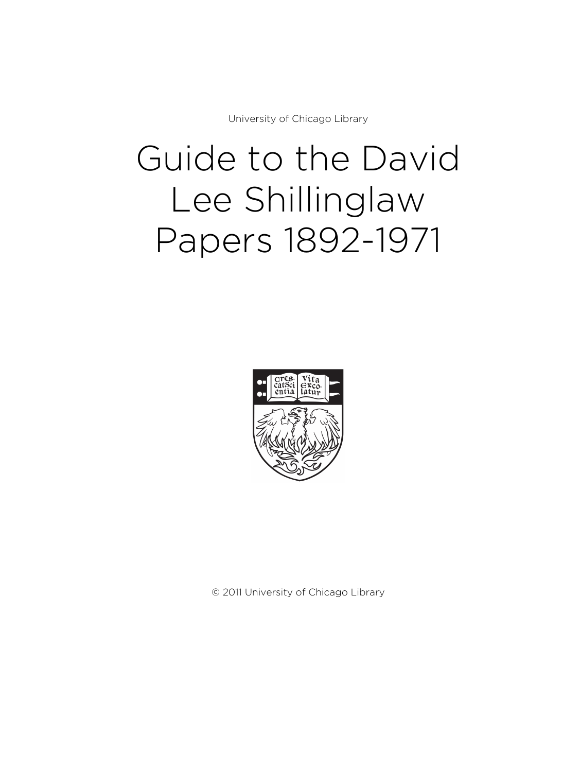University of Chicago Library

# Guide to the David Lee Shillinglaw Papers 1892-1971

© 2011 University of Chicago Library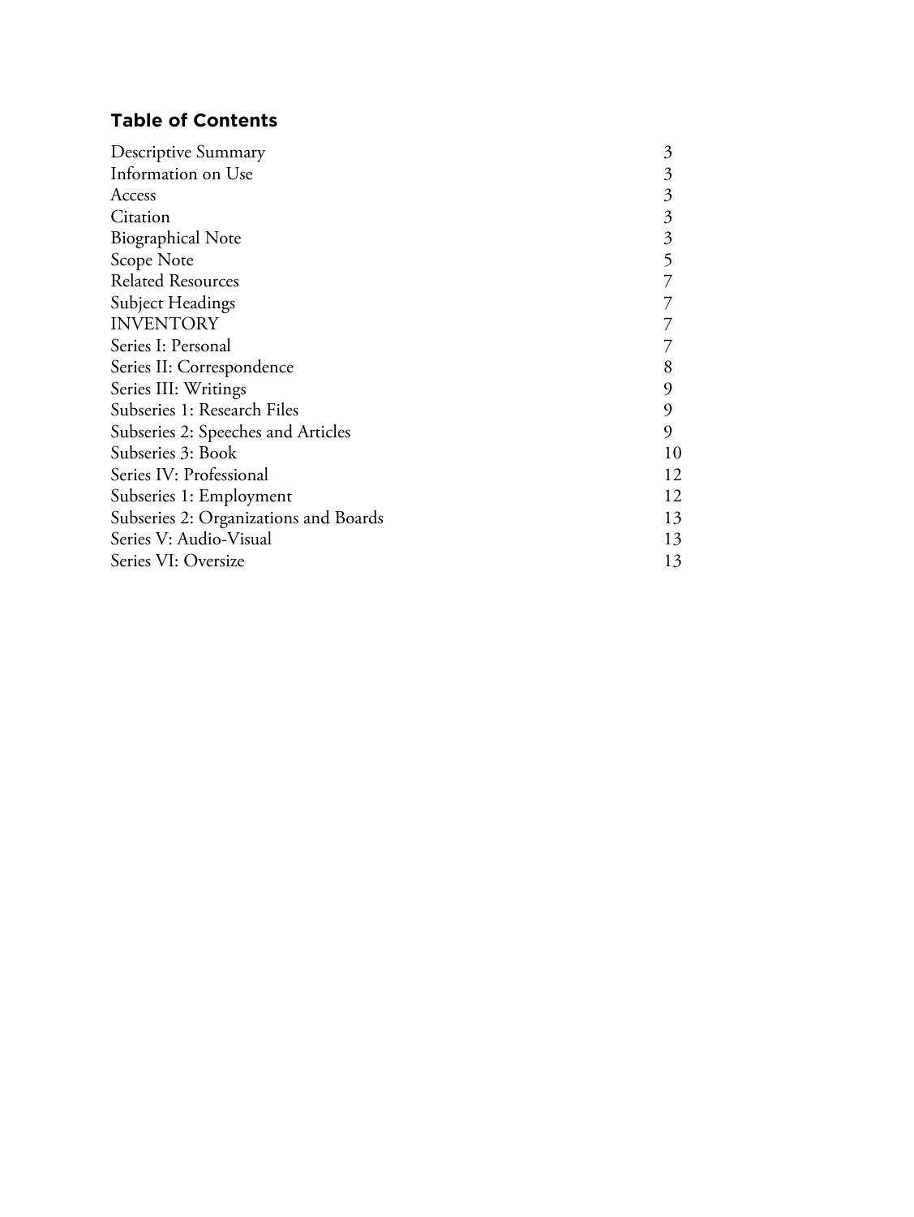## Table of Contents

| | |
|---|---|
| Descriptive Summary | 3 |
| Information on Use | 3 |
| Access | 3 |
| Citation | 3 |
| Biographical Note | 3 |
| Scope Note | 5 |
| Related Resources | 7 |
| Subject Headings | 7 |
| INVENTORY | 7 |
| Series I: Personal | 7 |
| Series II: Correspondence | 8 |
| Series III: Writings | 9 |
| Subseries 1: Research Files | 9 |
| Subseries 2: Speeches and Articles | 9 |
| Subseries 3: Book | 10 |
| Series IV: Professional | 12 |
| Subseries 1: Employment | 12 |
| Subseries 2: Organizations and Boards | 13 |
| Series V: Audio-Visual | 13 |
| Series VI: Oversize | 13 |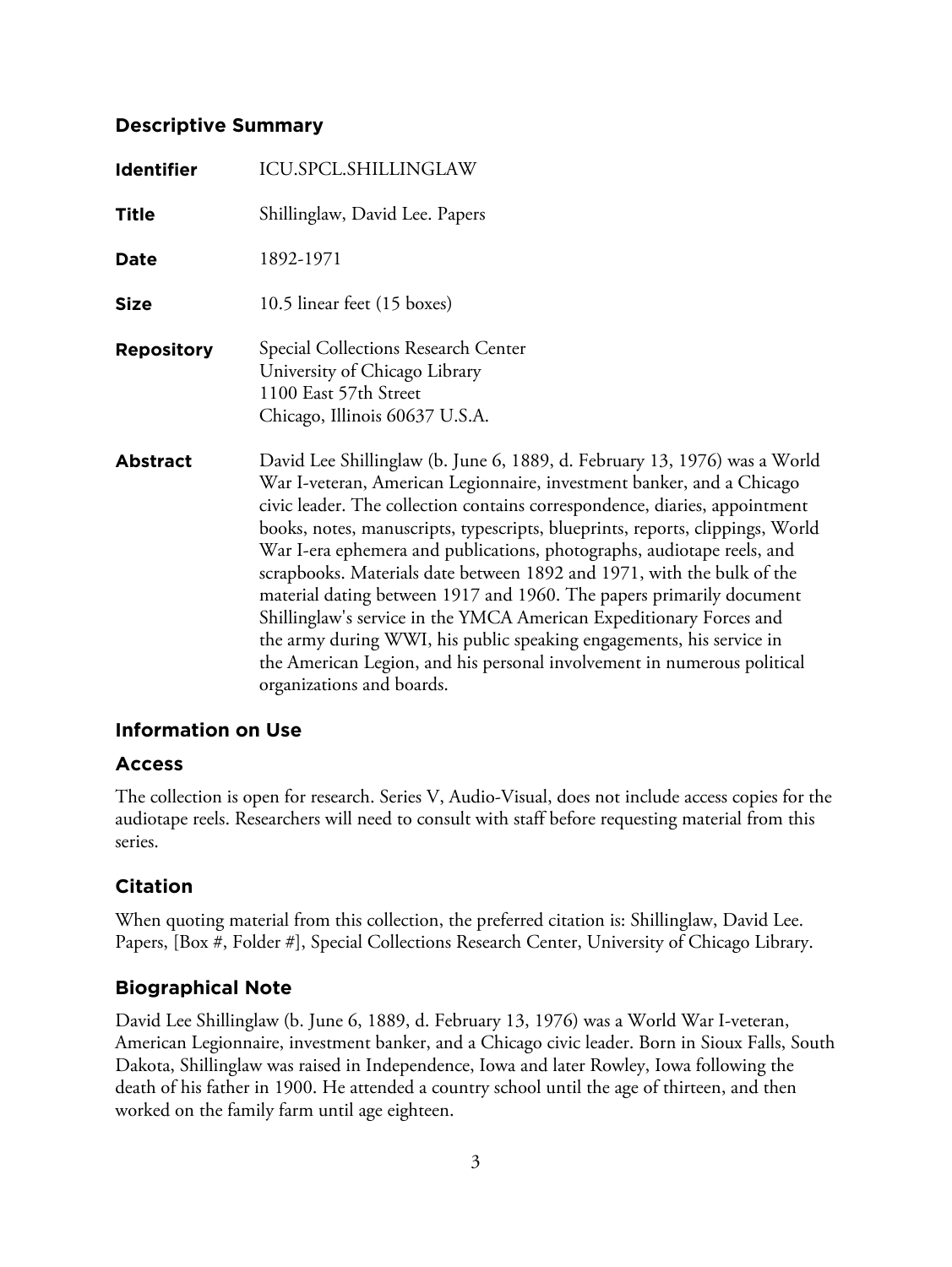## Descriptive Summary

| | |
|---|---|
| **Identifier** | ICU.SPCL.SHILLINGLAW |
| **Title** | Shillinglaw, David Lee. Papers |
| **Date** | 1892-1971 |
| **Size** | 10.5 linear feet (15 boxes) |
| **Repository** | Special Collections Research Center<br>University of Chicago Library<br>1100 East 57th Street<br>Chicago, Illinois 60637 U.S.A. |
| **Abstract** | David Lee Shillinglaw (b. June 6, 1889, d. February 13, 1976) was a World War I-veteran, American Legionnaire, investment banker, and a Chicago civic leader. The collection contains correspondence, diaries, appointment books, notes, manuscripts, typescripts, blueprints, reports, clippings, World War I-era ephemera and publications, photographs, audiotape reels, and scrapbooks. Materials date between 1892 and 1971, with the bulk of the material dating between 1917 and 1960. The papers primarily document Shillinglaw's service in the YMCA American Expeditionary Forces and the army during WWI, his public speaking engagements, his service in the American Legion, and his personal involvement in numerous political organizations and boards. |

## Information on Use

### Access

The collection is open for research. Series V, Audio-Visual, does not include access copies for the audiotape reels. Researchers will need to consult with staff before requesting material from this series.

### Citation

When quoting material from this collection, the preferred citation is: Shillinglaw, David Lee. Papers, [Box #, Folder #], Special Collections Research Center, University of Chicago Library.

## Biographical Note

David Lee Shillinglaw (b. June 6, 1889, d. February 13, 1976) was a World War I-veteran, American Legionnaire, investment banker, and a Chicago civic leader. Born in Sioux Falls, South Dakota, Shillinglaw was raised in Independence, Iowa and later Rowley, Iowa following the death of his father in 1900. He attended a country school until the age of thirteen, and then worked on the family farm until age eighteen.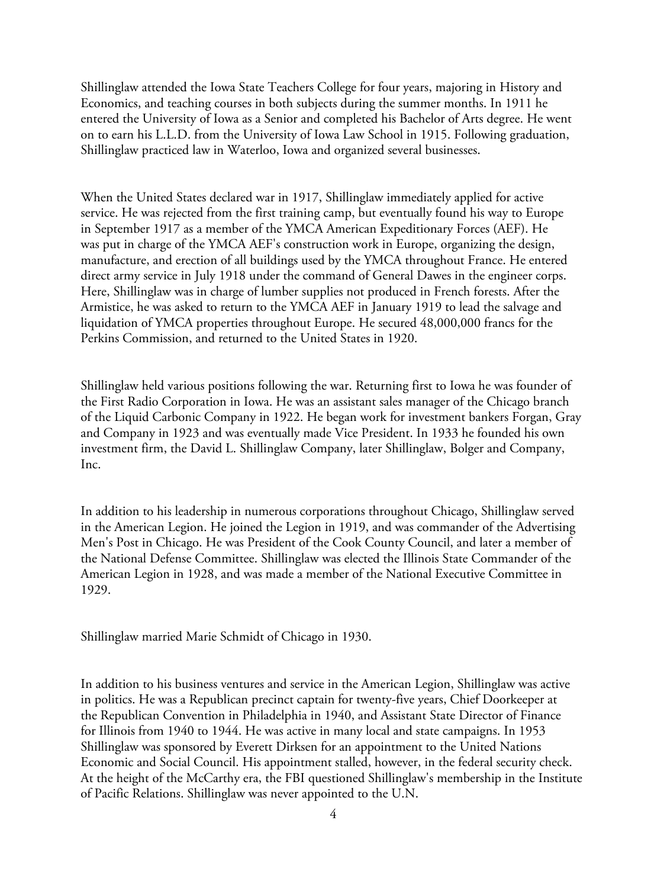Shillinglaw attended the Iowa State Teachers College for four years, majoring in History and Economics, and teaching courses in both subjects during the summer months. In 1911 he entered the University of Iowa as a Senior and completed his Bachelor of Arts degree. He went on to earn his L.L.D. from the University of Iowa Law School in 1915. Following graduation, Shillinglaw practiced law in Waterloo, Iowa and organized several businesses.

When the United States declared war in 1917, Shillinglaw immediately applied for active service. He was rejected from the first training camp, but eventually found his way to Europe in September 1917 as a member of the YMCA American Expeditionary Forces (AEF). He was put in charge of the YMCA AEF's construction work in Europe, organizing the design, manufacture, and erection of all buildings used by the YMCA throughout France. He entered direct army service in July 1918 under the command of General Dawes in the engineer corps. Here, Shillinglaw was in charge of lumber supplies not produced in French forests. After the Armistice, he was asked to return to the YMCA AEF in January 1919 to lead the salvage and liquidation of YMCA properties throughout Europe. He secured 48,000,000 francs for the Perkins Commission, and returned to the United States in 1920.

Shillinglaw held various positions following the war. Returning first to Iowa he was founder of the First Radio Corporation in Iowa. He was an assistant sales manager of the Chicago branch of the Liquid Carbonic Company in 1922. He began work for investment bankers Forgan, Gray and Company in 1923 and was eventually made Vice President. In 1933 he founded his own investment firm, the David L. Shillinglaw Company, later Shillinglaw, Bolger and Company, Inc.

In addition to his leadership in numerous corporations throughout Chicago, Shillinglaw served in the American Legion. He joined the Legion in 1919, and was commander of the Advertising Men's Post in Chicago. He was President of the Cook County Council, and later a member of the National Defense Committee. Shillinglaw was elected the Illinois State Commander of the American Legion in 1928, and was made a member of the National Executive Committee in 1929.

Shillinglaw married Marie Schmidt of Chicago in 1930.

In addition to his business ventures and service in the American Legion, Shillinglaw was active in politics. He was a Republican precinct captain for twenty-five years, Chief Doorkeeper at the Republican Convention in Philadelphia in 1940, and Assistant State Director of Finance for Illinois from 1940 to 1944. He was active in many local and state campaigns. In 1953 Shillinglaw was sponsored by Everett Dirksen for an appointment to the United Nations Economic and Social Council. His appointment stalled, however, in the federal security check. At the height of the McCarthy era, the FBI questioned Shillinglaw's membership in the Institute of Pacific Relations. Shillinglaw was never appointed to the U.N.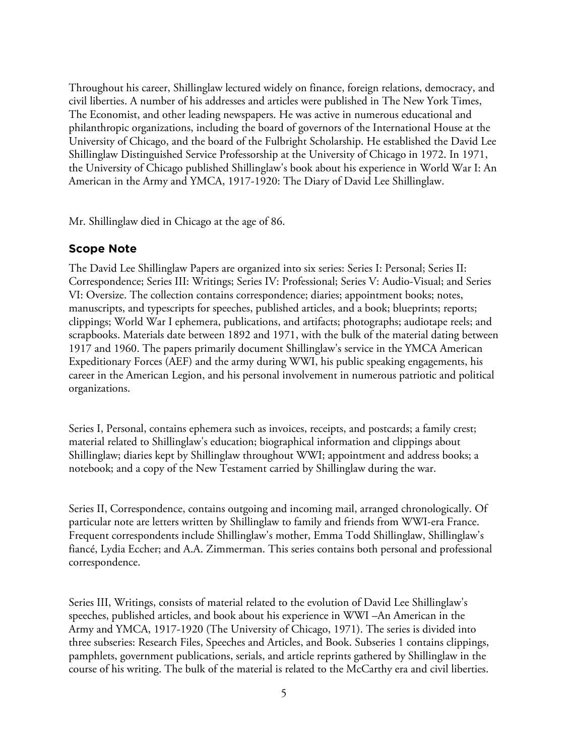Throughout his career, Shillinglaw lectured widely on finance, foreign relations, democracy, and civil liberties. A number of his addresses and articles were published in The New York Times, The Economist, and other leading newspapers. He was active in numerous educational and philanthropic organizations, including the board of governors of the International House at the University of Chicago, and the board of the Fulbright Scholarship. He established the David Lee Shillinglaw Distinguished Service Professorship at the University of Chicago in 1972. In 1971, the University of Chicago published Shillinglaw's book about his experience in World War I: An American in the Army and YMCA, 1917-1920: The Diary of David Lee Shillinglaw.

Mr. Shillinglaw died in Chicago at the age of 86.

## Scope Note

The David Lee Shillinglaw Papers are organized into six series: Series I: Personal; Series II: Correspondence; Series III: Writings; Series IV: Professional; Series V: Audio-Visual; and Series VI: Oversize. The collection contains correspondence; diaries; appointment books; notes, manuscripts, and typescripts for speeches, published articles, and a book; blueprints; reports; clippings; World War I ephemera, publications, and artifacts; photographs; audiotape reels; and scrapbooks. Materials date between 1892 and 1971, with the bulk of the material dating between 1917 and 1960. The papers primarily document Shillinglaw's service in the YMCA American Expeditionary Forces (AEF) and the army during WWI, his public speaking engagements, his career in the American Legion, and his personal involvement in numerous patriotic and political organizations.

Series I, Personal, contains ephemera such as invoices, receipts, and postcards; a family crest; material related to Shillinglaw's education; biographical information and clippings about Shillinglaw; diaries kept by Shillinglaw throughout WWI; appointment and address books; a notebook; and a copy of the New Testament carried by Shillinglaw during the war.

Series II, Correspondence, contains outgoing and incoming mail, arranged chronologically. Of particular note are letters written by Shillinglaw to family and friends from WWI-era France. Frequent correspondents include Shillinglaw's mother, Emma Todd Shillinglaw, Shillinglaw's fiancé, Lydia Eccher; and A.A. Zimmerman. This series contains both personal and professional correspondence.

Series III, Writings, consists of material related to the evolution of David Lee Shillinglaw's speeches, published articles, and book about his experience in WWI –An American in the Army and YMCA, 1917-1920 (The University of Chicago, 1971). The series is divided into three subseries: Research Files, Speeches and Articles, and Book. Subseries 1 contains clippings, pamphlets, government publications, serials, and article reprints gathered by Shillinglaw in the course of his writing. The bulk of the material is related to the McCarthy era and civil liberties.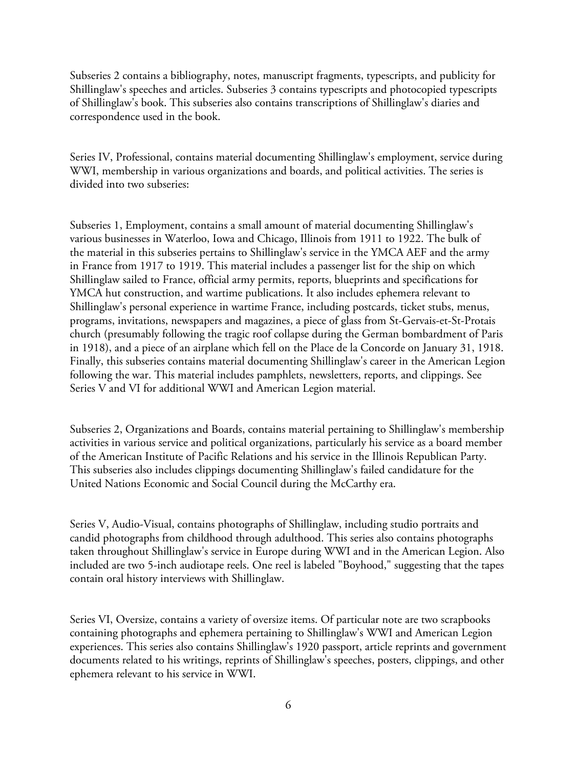Subseries 2 contains a bibliography, notes, manuscript fragments, typescripts, and publicity for Shillinglaw's speeches and articles. Subseries 3 contains typescripts and photocopied typescripts of Shillinglaw's book. This subseries also contains transcriptions of Shillinglaw's diaries and correspondence used in the book.

Series IV, Professional, contains material documenting Shillinglaw's employment, service during WWI, membership in various organizations and boards, and political activities. The series is divided into two subseries:

Subseries 1, Employment, contains a small amount of material documenting Shillinglaw's various businesses in Waterloo, Iowa and Chicago, Illinois from 1911 to 1922. The bulk of the material in this subseries pertains to Shillinglaw's service in the YMCA AEF and the army in France from 1917 to 1919. This material includes a passenger list for the ship on which Shillinglaw sailed to France, official army permits, reports, blueprints and specifications for YMCA hut construction, and wartime publications. It also includes ephemera relevant to Shillinglaw's personal experience in wartime France, including postcards, ticket stubs, menus, programs, invitations, newspapers and magazines, a piece of glass from St-Gervais-et-St-Protais church (presumably following the tragic roof collapse during the German bombardment of Paris in 1918), and a piece of an airplane which fell on the Place de la Concorde on January 31, 1918. Finally, this subseries contains material documenting Shillinglaw's career in the American Legion following the war. This material includes pamphlets, newsletters, reports, and clippings. See Series V and VI for additional WWI and American Legion material.

Subseries 2, Organizations and Boards, contains material pertaining to Shillinglaw's membership activities in various service and political organizations, particularly his service as a board member of the American Institute of Pacific Relations and his service in the Illinois Republican Party. This subseries also includes clippings documenting Shillinglaw's failed candidature for the United Nations Economic and Social Council during the McCarthy era.

Series V, Audio-Visual, contains photographs of Shillinglaw, including studio portraits and candid photographs from childhood through adulthood. This series also contains photographs taken throughout Shillinglaw's service in Europe during WWI and in the American Legion. Also included are two 5-inch audiotape reels. One reel is labeled "Boyhood," suggesting that the tapes contain oral history interviews with Shillinglaw.

Series VI, Oversize, contains a variety of oversize items. Of particular note are two scrapbooks containing photographs and ephemera pertaining to Shillinglaw's WWI and American Legion experiences. This series also contains Shillinglaw's 1920 passport, article reprints and government documents related to his writings, reprints of Shillinglaw's speeches, posters, clippings, and other ephemera relevant to his service in WWI.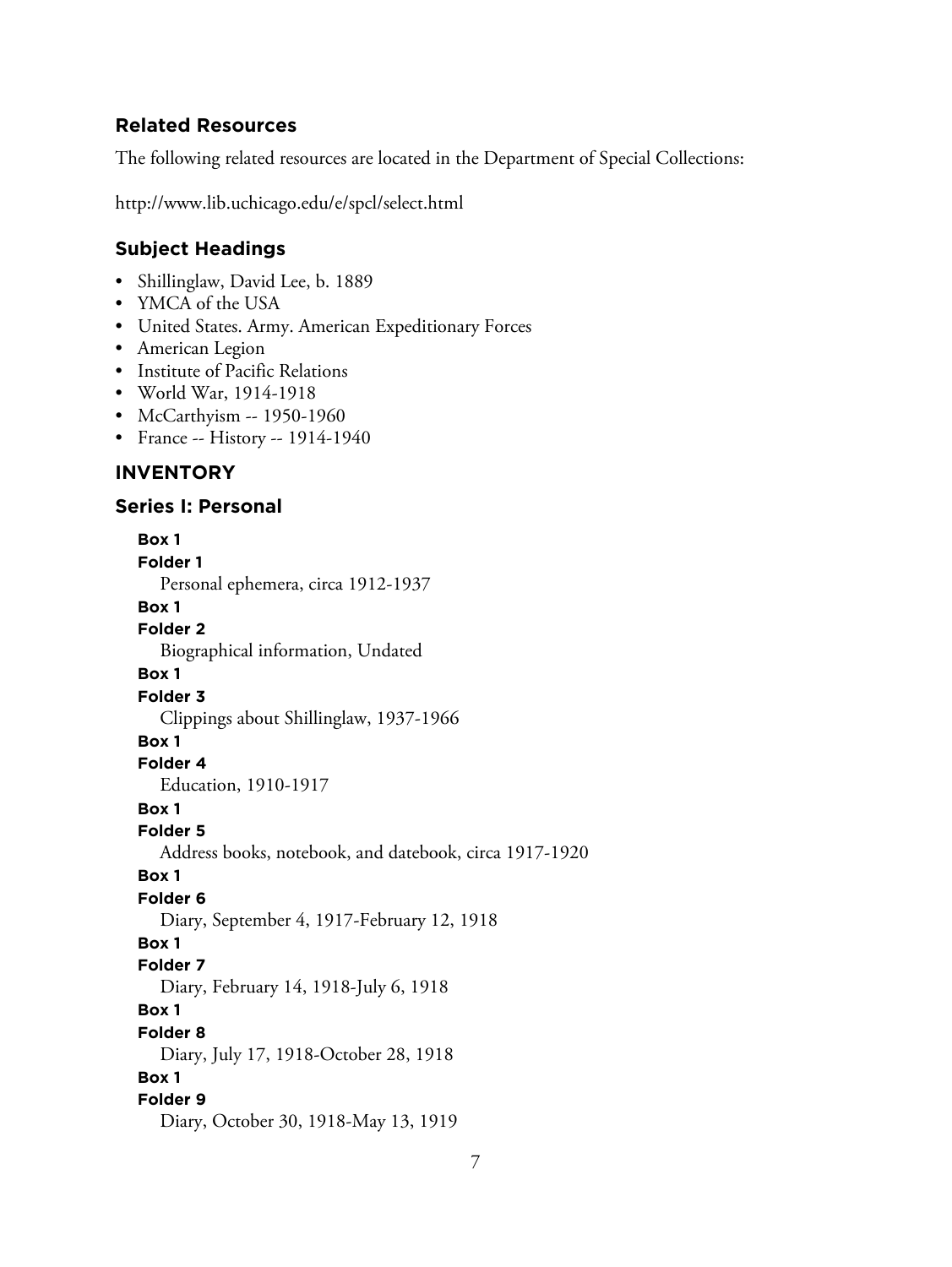## Related Resources

The following related resources are located in the Department of Special Collections:

http://www.lib.uchicago.edu/e/spcl/select.html

## Subject Headings

- Shillinglaw, David Lee, b. 1889
- YMCA of the USA
- United States. Army. American Expeditionary Forces
- American Legion
- Institute of Pacific Relations
- World War, 1914-1918
- McCarthyism -- 1950-1960
- France -- History -- 1914-1940

## INVENTORY

### Series I: Personal

**Box 1**
**Folder 1**
Personal ephemera, circa 1912-1937

**Box 1**
**Folder 2**
Biographical information, Undated

**Box 1**
**Folder 3**
Clippings about Shillinglaw, 1937-1966

**Box 1**
**Folder 4**
Education, 1910-1917

**Box 1**
**Folder 5**
Address books, notebook, and datebook, circa 1917-1920

**Box 1**
**Folder 6**
Diary, September 4, 1917-February 12, 1918

**Box 1**
**Folder 7**
Diary, February 14, 1918-July 6, 1918

**Box 1**
**Folder 8**
Diary, July 17, 1918-October 28, 1918

**Box 1**
**Folder 9**
Diary, October 30, 1918-May 13, 1919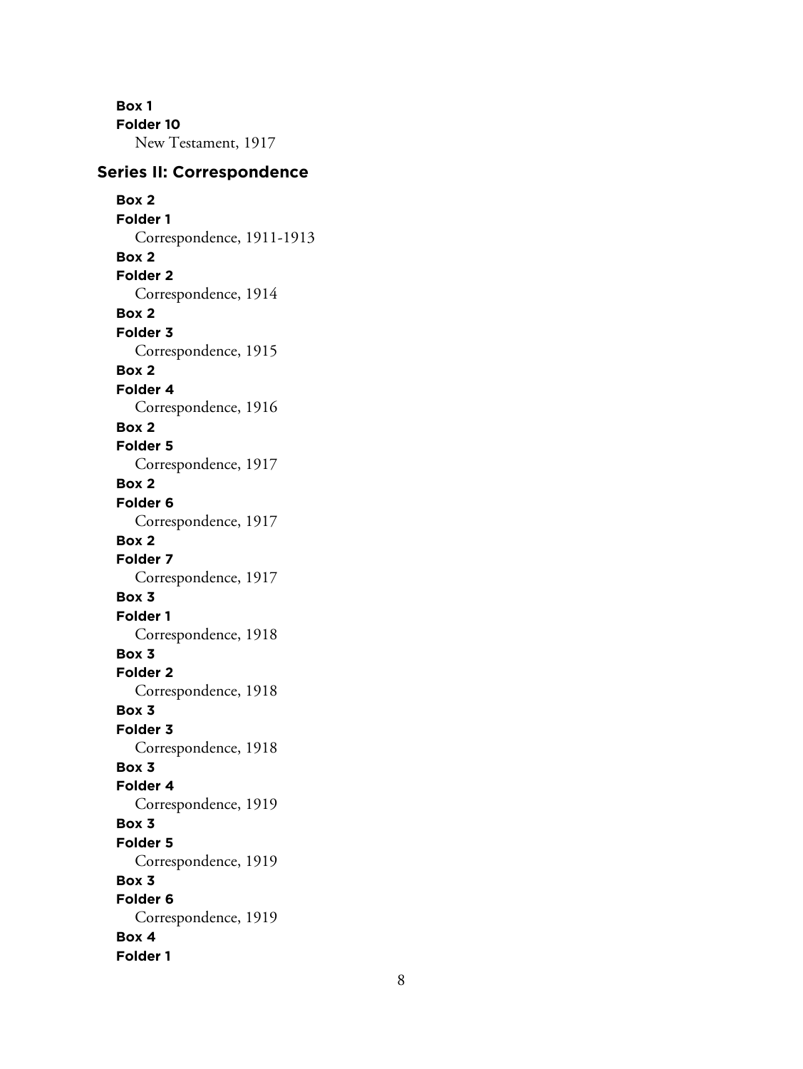**Box 1**
**Folder 10**
New Testament, 1917

## Series II: Correspondence

**Box 2**
**Folder 1**
Correspondence, 1911-1913

**Box 2**
**Folder 2**
Correspondence, 1914

**Box 2**
**Folder 3**
Correspondence, 1915

**Box 2**
**Folder 4**
Correspondence, 1916

**Box 2**
**Folder 5**
Correspondence, 1917

**Box 2**
**Folder 6**
Correspondence, 1917

**Box 2**
**Folder 7**
Correspondence, 1917

**Box 3**
**Folder 1**
Correspondence, 1918

**Box 3**
**Folder 2**
Correspondence, 1918

**Box 3**
**Folder 3**
Correspondence, 1918

**Box 3**
**Folder 4**
Correspondence, 1919

**Box 3**
**Folder 5**
Correspondence, 1919

**Box 3**
**Folder 6**
Correspondence, 1919

**Box 4**
**Folder 1**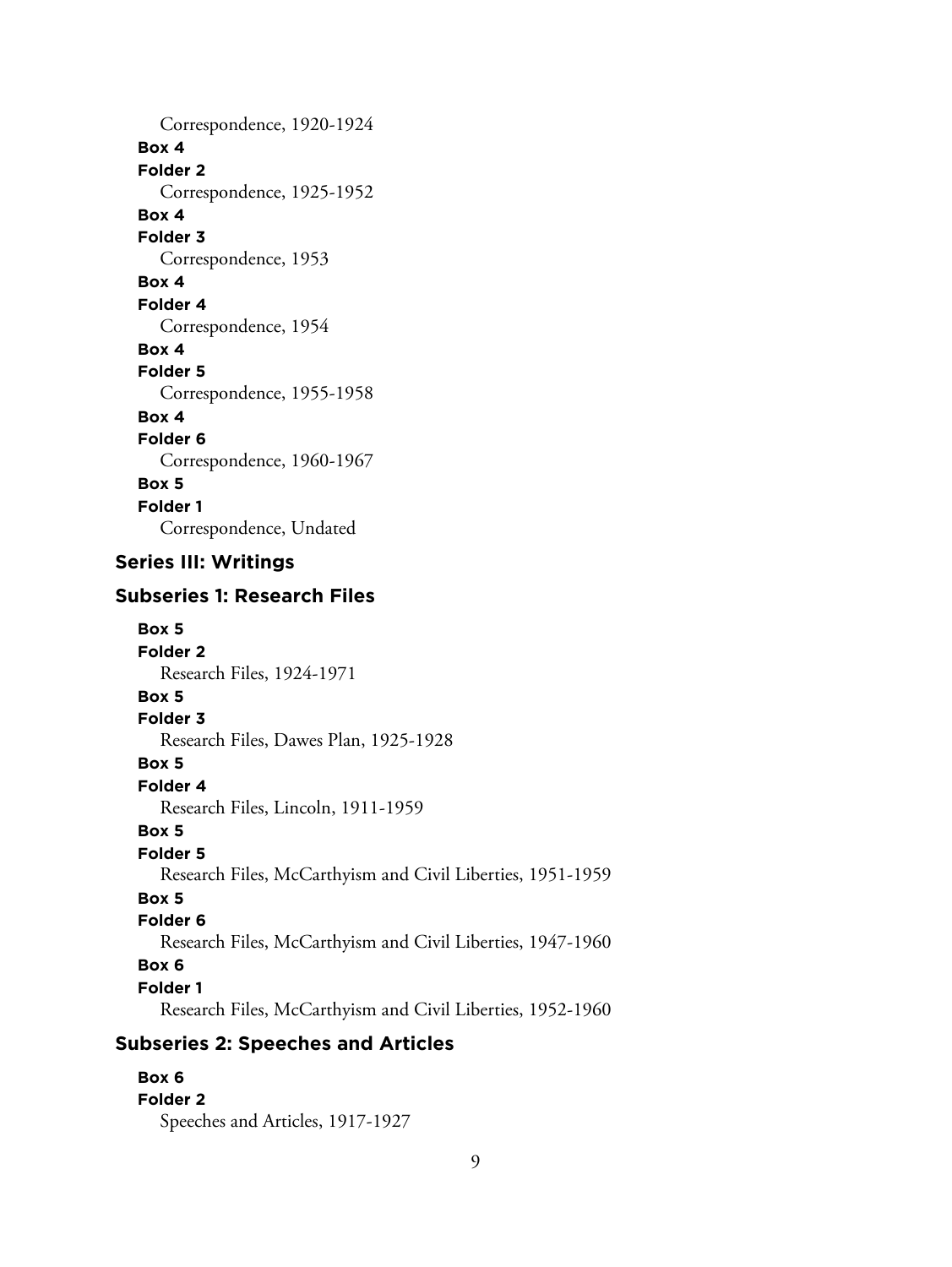Correspondence, 1920-1924

**Box 4**

**Folder 2**

Correspondence, 1925-1952

**Box 4**

**Folder 3**

Correspondence, 1953

**Box 4**

**Folder 4**

Correspondence, 1954

**Box 4**

**Folder 5**

Correspondence, 1955-1958

**Box 4**

**Folder 6**

Correspondence, 1960-1967

**Box 5**

**Folder 1**

Correspondence, Undated

### Series III: Writings

### Subseries 1: Research Files

**Box 5**

**Folder 2**

Research Files, 1924-1971

**Box 5**

**Folder 3**

Research Files, Dawes Plan, 1925-1928

**Box 5**

**Folder 4**

Research Files, Lincoln, 1911-1959

**Box 5**

**Folder 5**

Research Files, McCarthyism and Civil Liberties, 1951-1959

**Box 5**

**Folder 6**

Research Files, McCarthyism and Civil Liberties, 1947-1960

**Box 6**

**Folder 1**

Research Files, McCarthyism and Civil Liberties, 1952-1960

### Subseries 2: Speeches and Articles

**Box 6**

**Folder 2**

Speeches and Articles, 1917-1927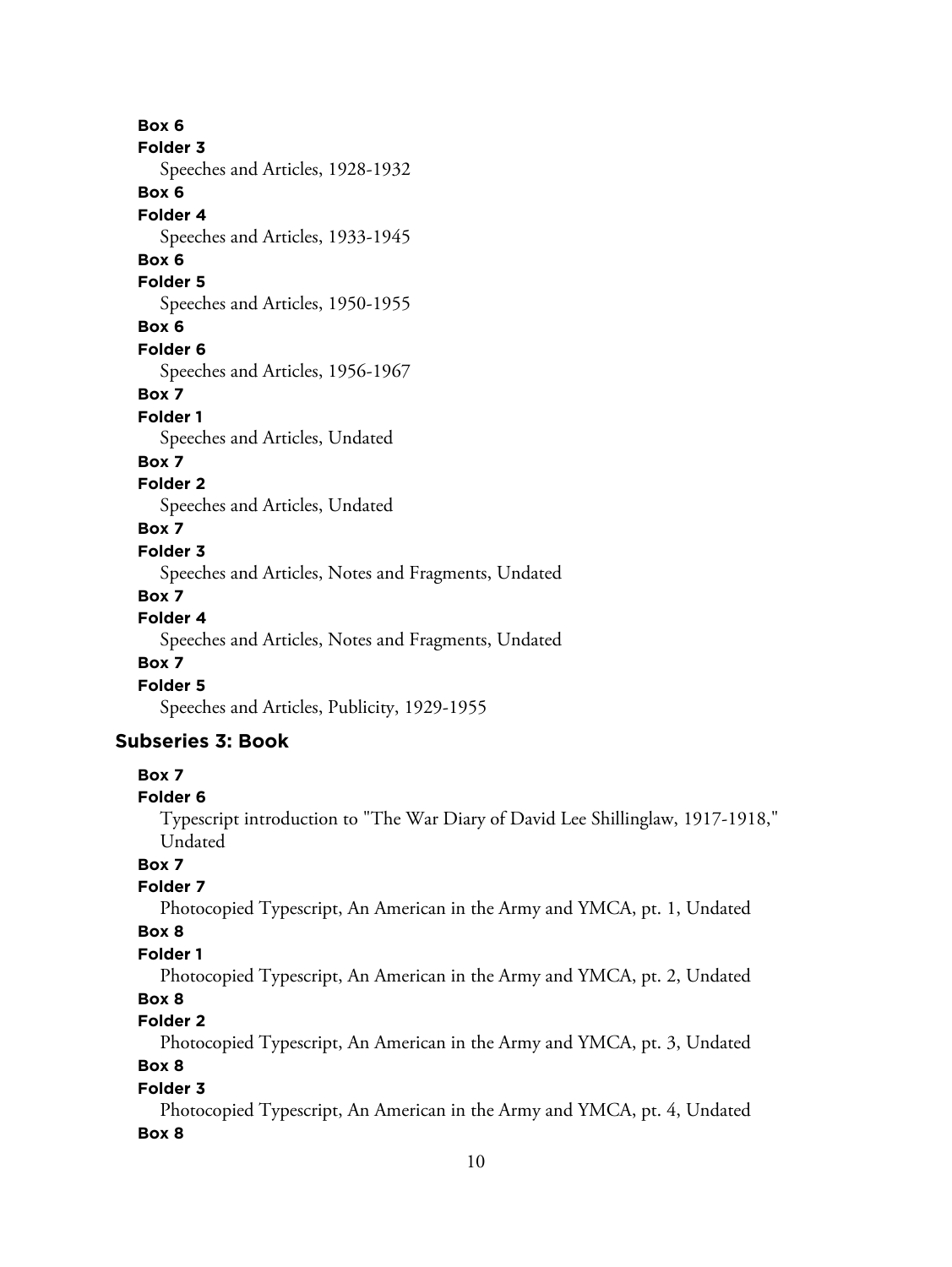**Box 6**

**Folder 3**

Speeches and Articles, 1928-1932

**Box 6**

**Folder 4**

Speeches and Articles, 1933-1945

**Box 6**

**Folder 5**

Speeches and Articles, 1950-1955

**Box 6**

**Folder 6**

Speeches and Articles, 1956-1967

**Box 7**

**Folder 1**

Speeches and Articles, Undated

**Box 7**

**Folder 2**

Speeches and Articles, Undated

**Box 7**

**Folder 3**

Speeches and Articles, Notes and Fragments, Undated

**Box 7**

**Folder 4**

Speeches and Articles, Notes and Fragments, Undated

**Box 7**

**Folder 5**

Speeches and Articles, Publicity, 1929-1955

## Subseries 3: Book

**Box 7**

**Folder 6**

Typescript introduction to "The War Diary of David Lee Shillinglaw, 1917-1918," Undated

**Box 7**

**Folder 7**

Photocopied Typescript, An American in the Army and YMCA, pt. 1, Undated

**Box 8**

**Folder 1**

Photocopied Typescript, An American in the Army and YMCA, pt. 2, Undated

**Box 8**

**Folder 2**

Photocopied Typescript, An American in the Army and YMCA, pt. 3, Undated

**Box 8**

**Folder 3**

Photocopied Typescript, An American in the Army and YMCA, pt. 4, Undated

**Box 8**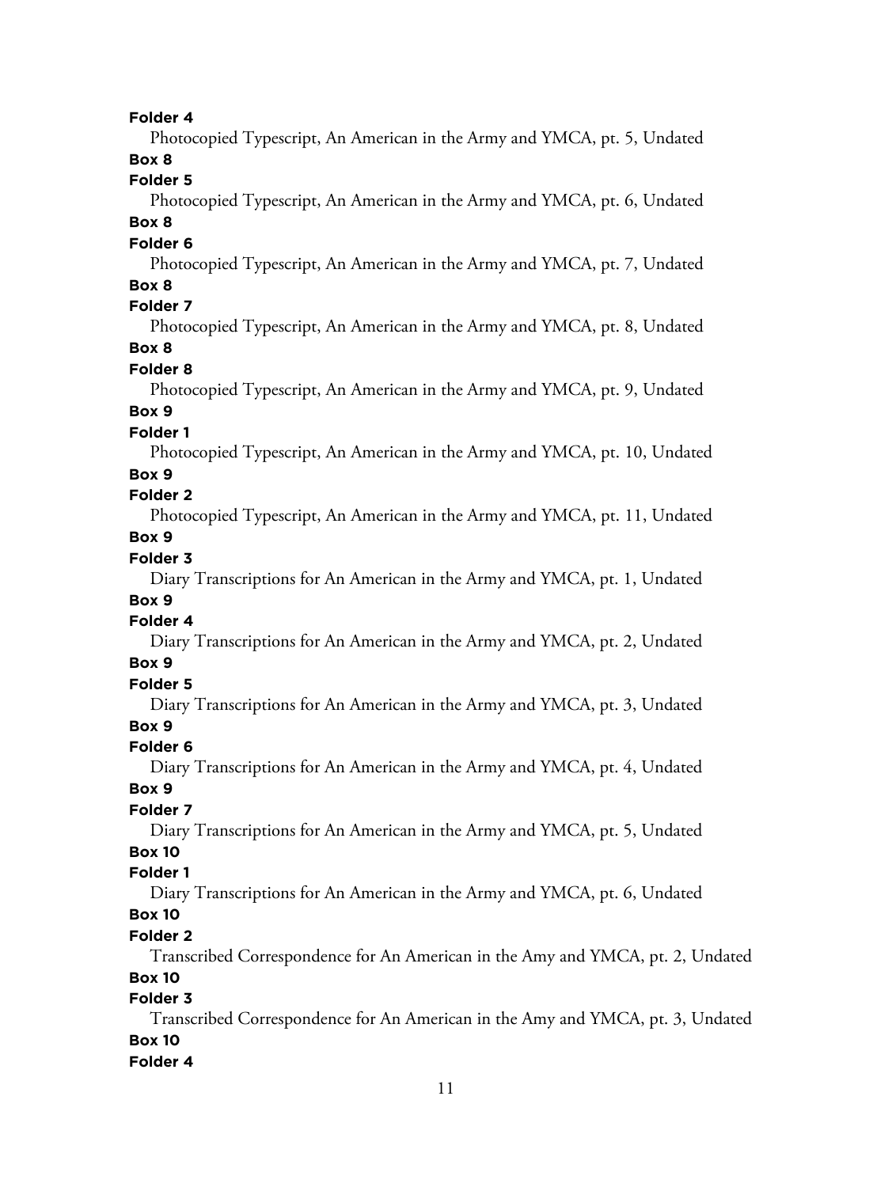**Folder 4**

Photocopied Typescript, An American in the Army and YMCA, pt. 5, Undated

**Box 8**

**Folder 5**

Photocopied Typescript, An American in the Army and YMCA, pt. 6, Undated

**Box 8**

**Folder 6**

Photocopied Typescript, An American in the Army and YMCA, pt. 7, Undated

**Box 8**

**Folder 7**

Photocopied Typescript, An American in the Army and YMCA, pt. 8, Undated

**Box 8**

**Folder 8**

Photocopied Typescript, An American in the Army and YMCA, pt. 9, Undated

**Box 9**

**Folder 1**

Photocopied Typescript, An American in the Army and YMCA, pt. 10, Undated

**Box 9**

**Folder 2**

Photocopied Typescript, An American in the Army and YMCA, pt. 11, Undated

**Box 9**

**Folder 3**

Diary Transcriptions for An American in the Army and YMCA, pt. 1, Undated

**Box 9**

**Folder 4**

Diary Transcriptions for An American in the Army and YMCA, pt. 2, Undated

**Box 9**

**Folder 5**

Diary Transcriptions for An American in the Army and YMCA, pt. 3, Undated

**Box 9**

**Folder 6**

Diary Transcriptions for An American in the Army and YMCA, pt. 4, Undated

**Box 9**

**Folder 7**

Diary Transcriptions for An American in the Army and YMCA, pt. 5, Undated

**Box 10**

**Folder 1**

Diary Transcriptions for An American in the Army and YMCA, pt. 6, Undated

**Box 10**

**Folder 2**

Transcribed Correspondence for An American in the Amy and YMCA, pt. 2, Undated

**Box 10**

**Folder 3**

Transcribed Correspondence for An American in the Amy and YMCA, pt. 3, Undated

**Box 10**

**Folder 4**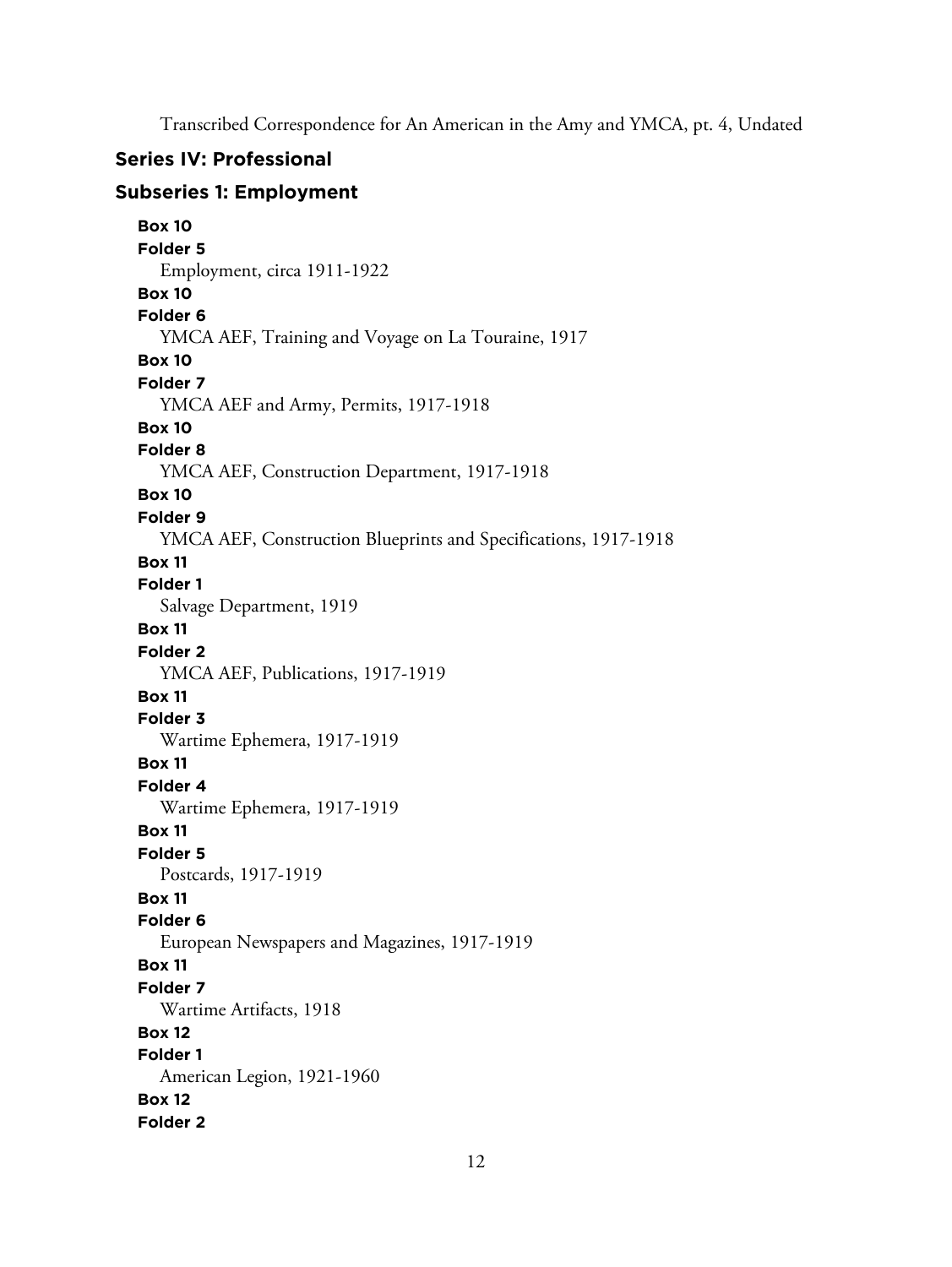Transcribed Correspondence for An American in the Amy and YMCA, pt. 4, Undated

## Series IV: Professional

### Subseries 1: Employment

**Box 10**
**Folder 5**
Employment, circa 1911-1922

**Box 10**
**Folder 6**
YMCA AEF, Training and Voyage on La Touraine, 1917

**Box 10**
**Folder 7**
YMCA AEF and Army, Permits, 1917-1918

**Box 10**
**Folder 8**
YMCA AEF, Construction Department, 1917-1918

**Box 10**
**Folder 9**
YMCA AEF, Construction Blueprints and Specifications, 1917-1918

**Box 11**
**Folder 1**
Salvage Department, 1919

**Box 11**
**Folder 2**
YMCA AEF, Publications, 1917-1919

**Box 11**
**Folder 3**
Wartime Ephemera, 1917-1919

**Box 11**
**Folder 4**
Wartime Ephemera, 1917-1919

**Box 11**
**Folder 5**
Postcards, 1917-1919

**Box 11**
**Folder 6**
European Newspapers and Magazines, 1917-1919

**Box 11**
**Folder 7**
Wartime Artifacts, 1918

**Box 12**
**Folder 1**
American Legion, 1921-1960

**Box 12**
**Folder 2**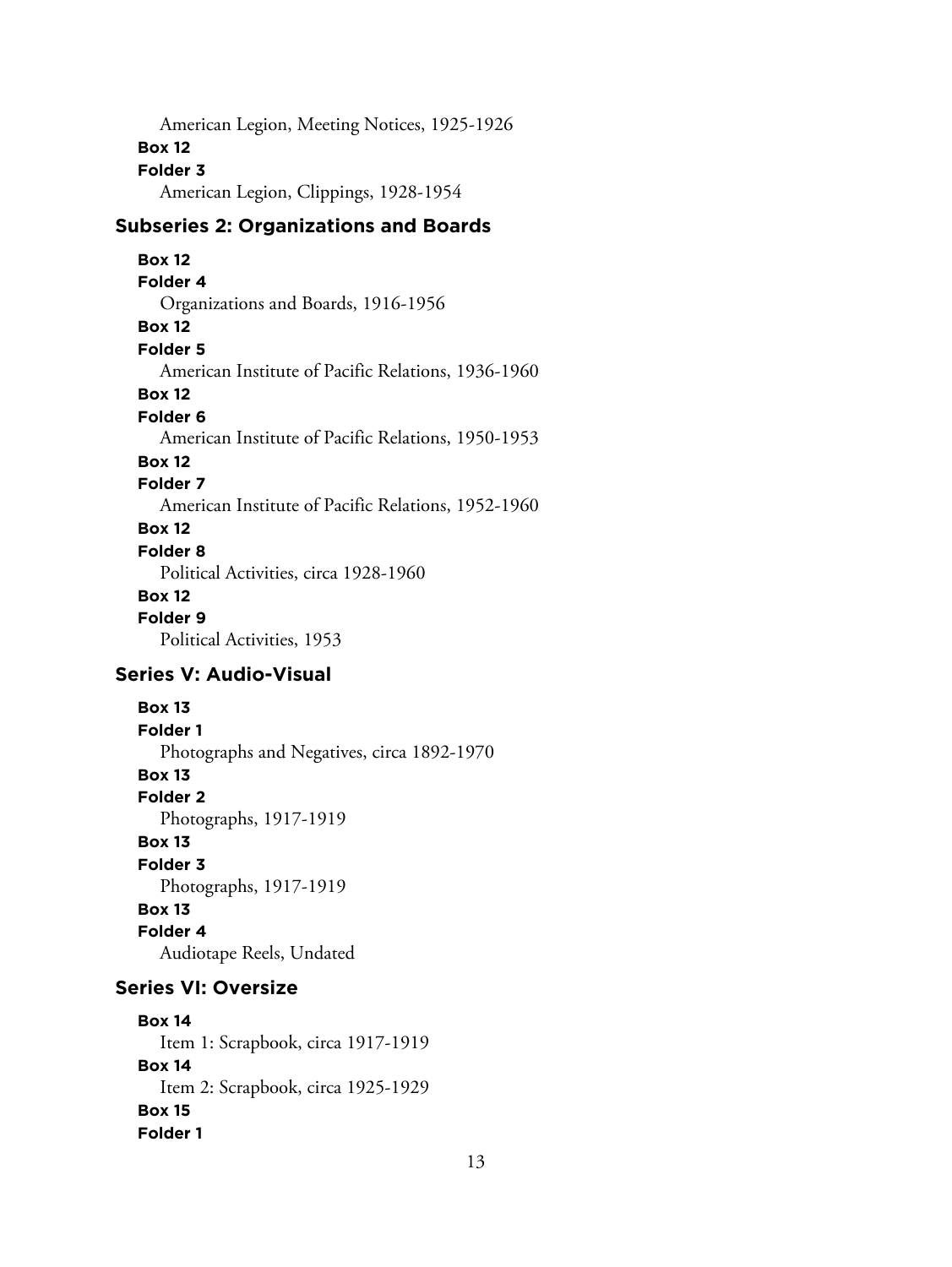American Legion, Meeting Notices, 1925-1926

**Box 12**

**Folder 3**

American Legion, Clippings, 1928-1954

### Subseries 2: Organizations and Boards

**Box 12**

**Folder 4**

Organizations and Boards, 1916-1956

**Box 12**

**Folder 5**

American Institute of Pacific Relations, 1936-1960

**Box 12**

**Folder 6**

American Institute of Pacific Relations, 1950-1953

**Box 12**

**Folder 7**

American Institute of Pacific Relations, 1952-1960

**Box 12**

**Folder 8**

Political Activities, circa 1928-1960

**Box 12**

**Folder 9**

Political Activities, 1953

## Series V: Audio-Visual

**Box 13**

**Folder 1**

Photographs and Negatives, circa 1892-1970

**Box 13**

**Folder 2**

Photographs, 1917-1919

**Box 13**

**Folder 3**

Photographs, 1917-1919

**Box 13**

**Folder 4**

Audiotape Reels, Undated

## Series VI: Oversize

**Box 14**

Item 1: Scrapbook, circa 1917-1919

**Box 14**

Item 2: Scrapbook, circa 1925-1929

**Box 15**

**Folder 1**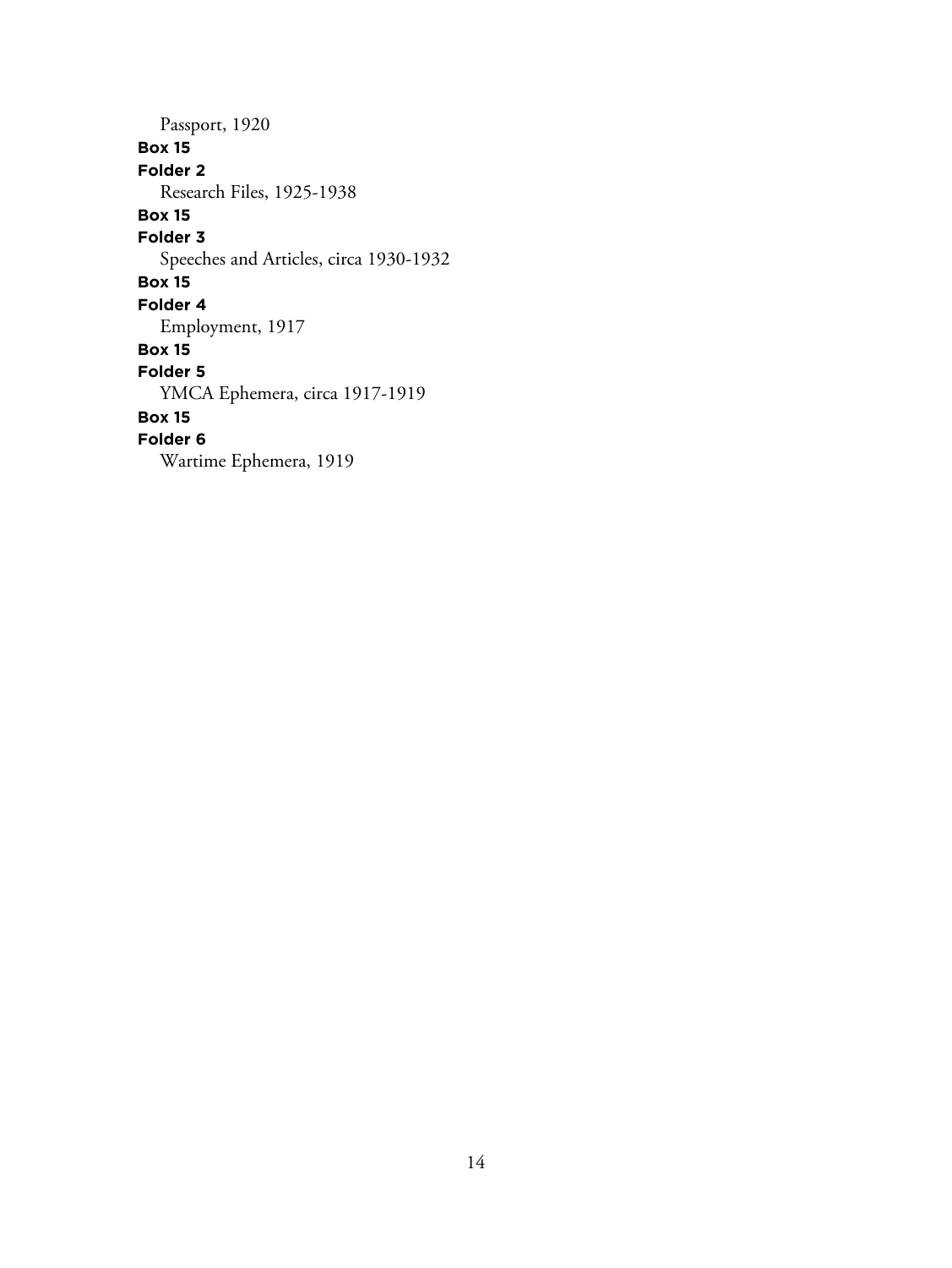Passport, 1920

**Box 15**

**Folder 2**

Research Files, 1925-1938

**Box 15**

**Folder 3**

Speeches and Articles, circa 1930-1932

**Box 15**

**Folder 4**

Employment, 1917

**Box 15**

**Folder 5**

YMCA Ephemera, circa 1917-1919

**Box 15**

**Folder 6**

Wartime Ephemera, 1919